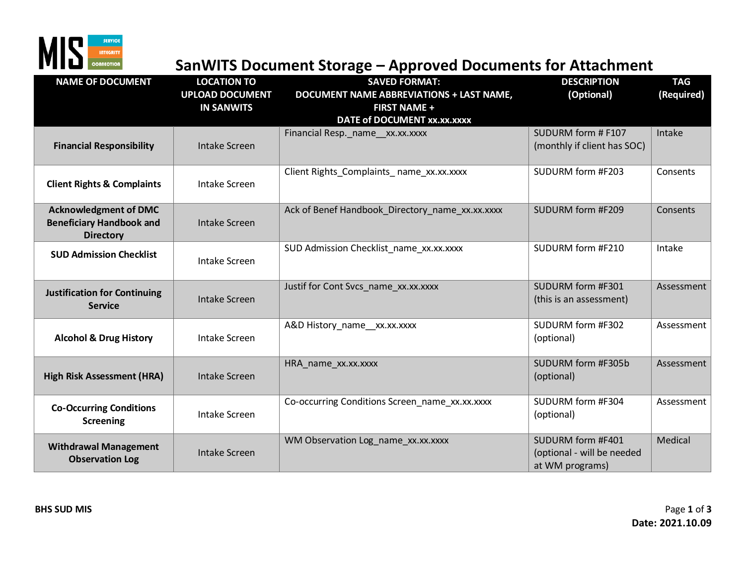# SanWITS Document Storage – Approved Documents for Attachment

| NAME OF DOCUMENT | LOCATION TO UPLOAD DOCUMENT IN SANWITS | SAVED FORMAT: DOCUMENT NAME ABBREVIATIONS + LAST NAME, FIRST NAME + DATE of DOCUMENT xx.xx.xxxx | DESCRIPTION (Optional) | TAG (Required) |
|---|---|---|---|---|
| **Financial Responsibility** | Intake Screen | Financial Resp._name__xx.xx.xxxx | SUDURM form # F107 (monthly if client has SOC) | Intake |
| **Client Rights & Complaints** | Intake Screen | Client Rights_Complaints_ name_xx.xx.xxxx | SUDURM form #F203 | Consents |
| **Acknowledgment of DMC Beneficiary Handbook and Directory** | Intake Screen | Ack of Benef Handbook_Directory_name_xx.xx.xxxx | SUDURM form #F209 | Consents |
| **SUD Admission Checklist** | Intake Screen | SUD Admission Checklist_name_xx.xx.xxxx | SUDURM form #F210 | Intake |
| **Justification for Continuing Service** | Intake Screen | Justif for Cont Svcs_name_xx.xx.xxxx | SUDURM form #F301 (this is an assessment) | Assessment |
| **Alcohol & Drug History** | Intake Screen | A&D History_name__xx.xx.xxxx | SUDURM form #F302 (optional) | Assessment |
| **High Risk Assessment (HRA)** | Intake Screen | HRA_name_xx.xx.xxxx | SUDURM form #F305b (optional) | Assessment |
| **Co-Occurring Conditions Screening** | Intake Screen | Co-occurring Conditions Screen_name_xx.xx.xxxx | SUDURM form #F304 (optional) | Assessment |
| **Withdrawal Management Observation Log** | Intake Screen | WM Observation Log_name_xx.xx.xxxx | SUDURM form #F401 (optional - will be needed at WM programs) | Medical |

**BHS SUD MIS**

**Date: 2021.10.09**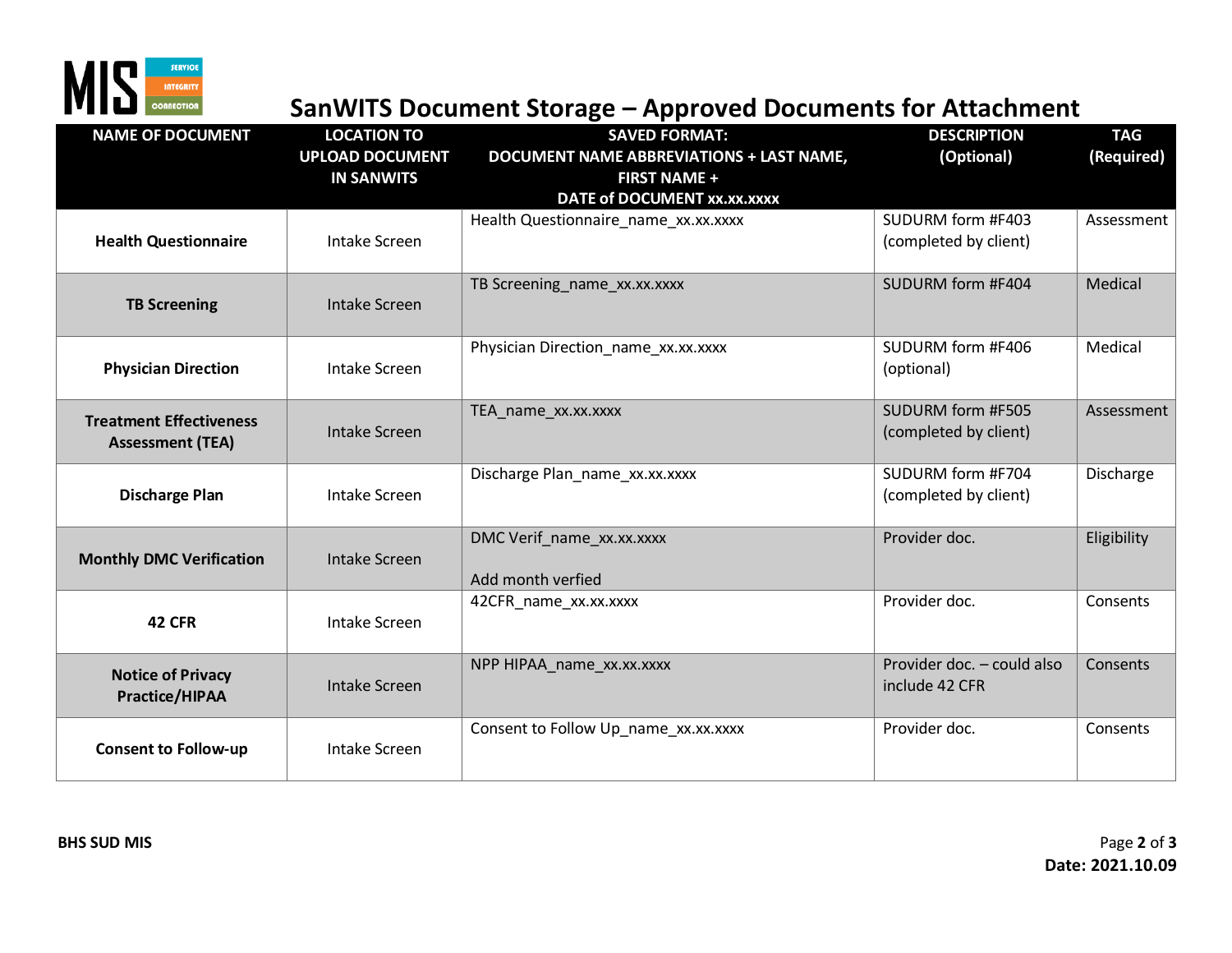# SanWITS Document Storage – Approved Documents for Attachment

| NAME OF DOCUMENT | LOCATION TO UPLOAD DOCUMENT IN SANWITS | SAVED FORMAT: DOCUMENT NAME ABBREVIATIONS + LAST NAME, FIRST NAME + DATE of DOCUMENT xx.xx.xxxx | DESCRIPTION (Optional) | TAG (Required) |
|---|---|---|---|---|
| **Health Questionnaire** | Intake Screen | Health Questionnaire_name_xx.xx.xxxx | SUDURM form #F403 (completed by client) | Assessment |
| **TB Screening** | Intake Screen | TB Screening_name_xx.xx.xxxx | SUDURM form #F404 | Medical |
| **Physician Direction** | Intake Screen | Physician Direction_name_xx.xx.xxxx | SUDURM form #F406 (optional) | Medical |
| **Treatment Effectiveness Assessment (TEA)** | Intake Screen | TEA_name_xx.xx.xxxx | SUDURM form #F505 (completed by client) | Assessment |
| **Discharge Plan** | Intake Screen | Discharge Plan_name_xx.xx.xxxx | SUDURM form #F704 (completed by client) | Discharge |
| **Monthly DMC Verification** | Intake Screen | DMC Verif_name_xx.xx.xxxx<br><br>Add month verfied | Provider doc. | Eligibility |
| **42 CFR** | Intake Screen | 42CFR_name_xx.xx.xxxx | Provider doc. | Consents |
| **Notice of Privacy Practice/HIPAA** | Intake Screen | NPP HIPAA_name_xx.xx.xxxx | Provider doc. – could also include 42 CFR | Consents |
| **Consent to Follow-up** | Intake Screen | Consent to Follow Up_name_xx.xx.xxxx | Provider doc. | Consents |

**BHS SUD MIS**

**Date: 2021.10.09**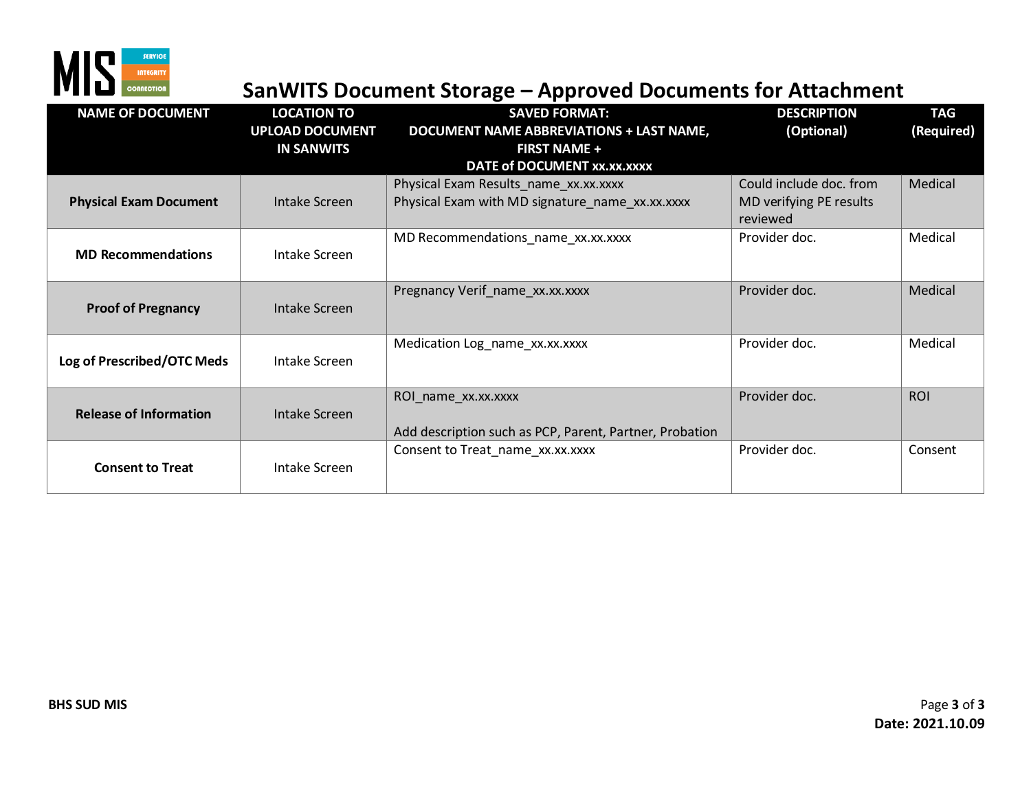# SanWITS Document Storage – Approved Documents for Attachment

| NAME OF DOCUMENT | LOCATION TO UPLOAD DOCUMENT IN SANWITS | SAVED FORMAT: DOCUMENT NAME ABBREVIATIONS + LAST NAME, FIRST NAME + DATE of DOCUMENT xx.xx.xxxx | DESCRIPTION (Optional) | TAG (Required) |
|---|---|---|---|---|
| **Physical Exam Document** | Intake Screen | Physical Exam Results_name_xx.xx.xxxx<br>Physical Exam with MD signature_name_xx.xx.xxxx | Could include doc. from MD verifying PE results reviewed | Medical |
| **MD Recommendations** | Intake Screen | MD Recommendations_name_xx.xx.xxxx | Provider doc. | Medical |
| **Proof of Pregnancy** | Intake Screen | Pregnancy Verif_name_xx.xx.xxxx | Provider doc. | Medical |
| **Log of Prescribed/OTC Meds** | Intake Screen | Medication Log_name_xx.xx.xxxx | Provider doc. | Medical |
| **Release of Information** | Intake Screen | ROI_name_xx.xx.xxxx<br><br>Add description such as PCP, Parent, Partner, Probation | Provider doc. | ROI |
| **Consent to Treat** | Intake Screen | Consent to Treat_name_xx.xx.xxxx | Provider doc. | Consent |

**BHS SUD MIS**

**Date: 2021.10.09**